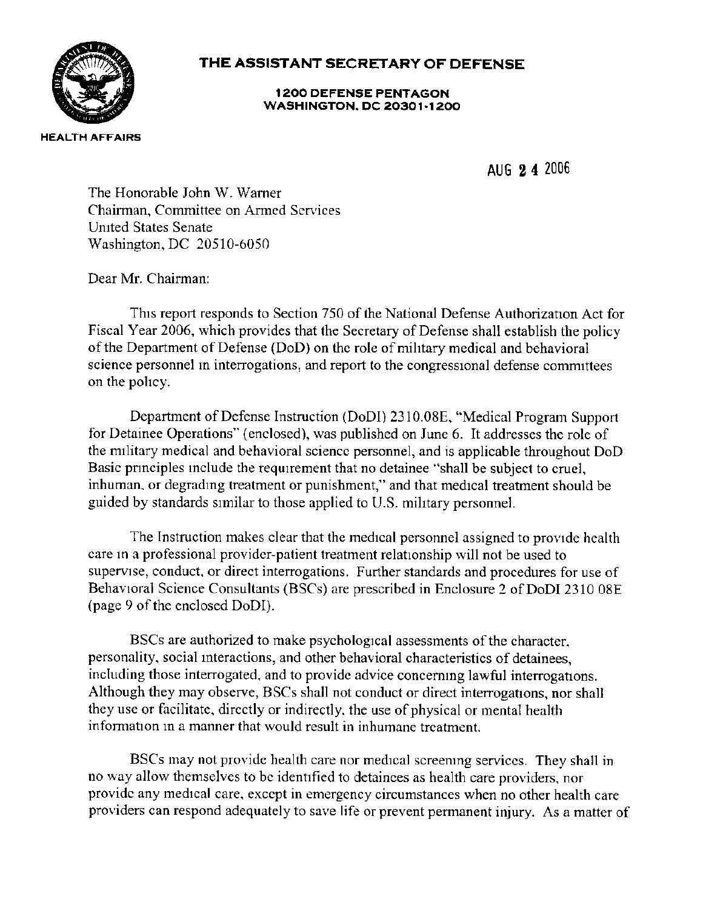**THE ASSISTANT SECRETARY OF DEFENSE**

**1200 DEFENSE PENTAGON**
**WASHINGTON, DC 20301-1200**

**HEALTH AFFAIRS**

AUG 24 2006

The Honorable John W. Warner
Chairman, Committee on Armed Services
United States Senate
Washington, DC 20510-6050

Dear Mr. Chairman:

This report responds to Section 750 of the National Defense Authorization Act for Fiscal Year 2006, which provides that the Secretary of Defense shall establish the policy of the Department of Defense (DoD) on the role of military medical and behavioral science personnel in interrogations, and report to the congressional defense committees on the policy.

Department of Defense Instruction (DoDI) 2310.08E, "Medical Program Support for Detainee Operations" (enclosed), was published on June 6. It addresses the role of the military medical and behavioral science personnel, and is applicable throughout DoD Basic principles include the requirement that no detainee "shall be subject to cruel, inhuman, or degrading treatment or punishment," and that medical treatment should be guided by standards similar to those applied to U.S. military personnel.

The Instruction makes clear that the medical personnel assigned to provide health care in a professional provider-patient treatment relationship will not be used to supervise, conduct, or direct interrogations. Further standards and procedures for use of Behavioral Science Consultants (BSCs) are prescribed in Enclosure 2 of DoDI 2310 08E (page 9 of the enclosed DoDI).

BSCs are authorized to make psychological assessments of the character, personality, social interactions, and other behavioral characteristics of detainees, including those interrogated, and to provide advice concerning lawful interrogations. Although they may observe, BSCs shall not conduct or direct interrogations, nor shall they use or facilitate, directly or indirectly, the use of physical or mental health information in a manner that would result in inhumane treatment.

BSCs may not provide health care nor medical screening services. They shall in no way allow themselves to be identified to detainees as health care providers, nor provide any medical care, except in emergency circumstances when no other health care providers can respond adequately to save life or prevent permanent injury. As a matter of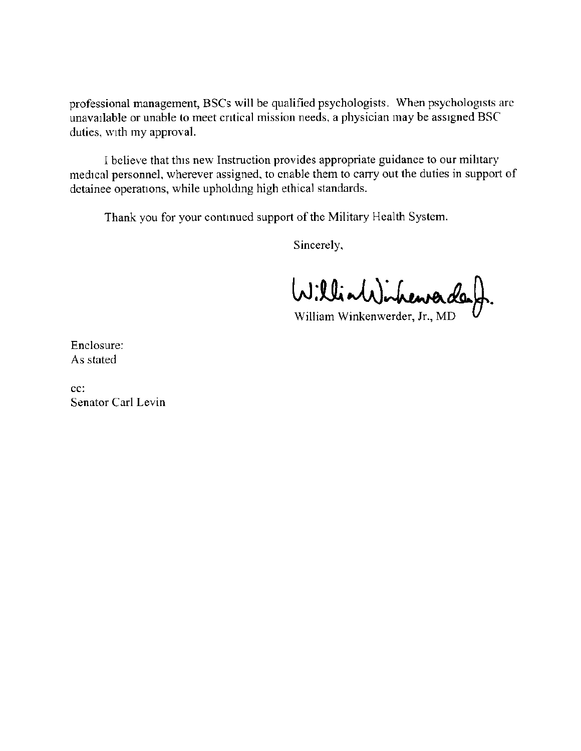professional management, BSCs will be qualified psychologists. When psychologists are unavailable or unable to meet critical mission needs, a physician may be assigned BSC duties, with my approval.

I believe that this new Instruction provides appropriate guidance to our military medical personnel, wherever assigned, to enable them to carry out the duties in support of detainee operations, while upholding high ethical standards.

Thank you for your continued support of the Military Health System.

Sincerely,

William Winkenwerder, Jr., MD

Enclosure:
As stated

cc:
Senator Carl Levin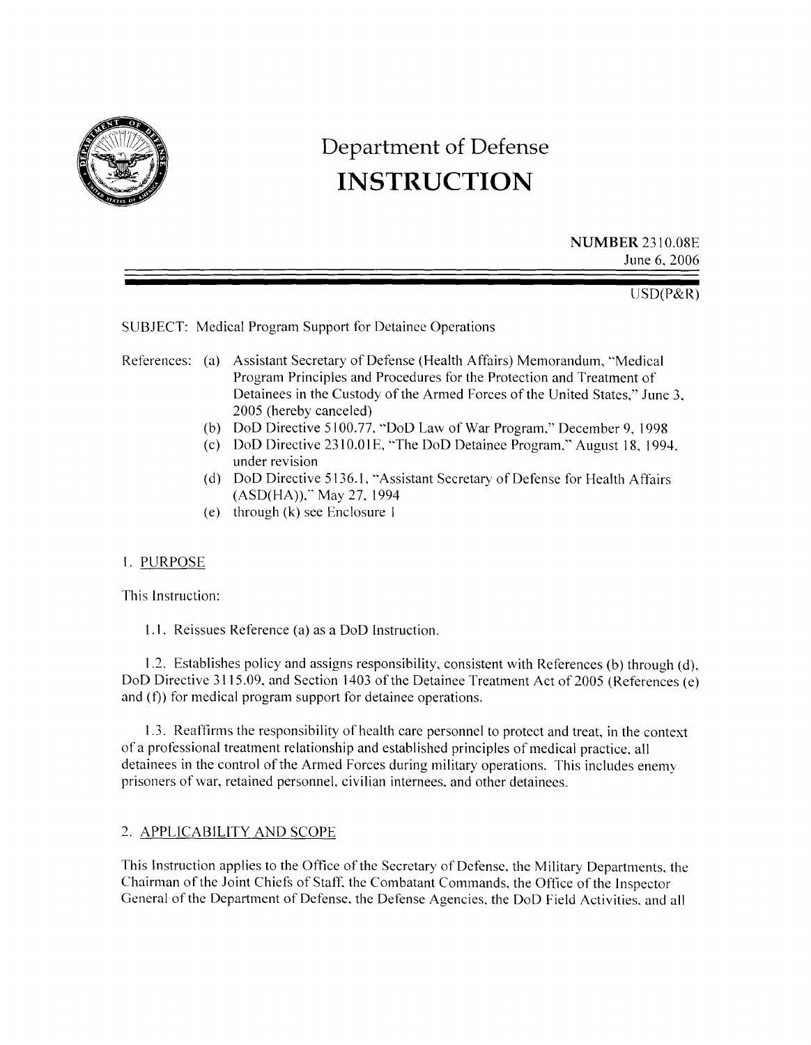# Department of Defense
# INSTRUCTION

**NUMBER** 2310.08E
June 6, 2006

USD(P&R)

SUBJECT: Medical Program Support for Detainee Operations

References:
- (a) Assistant Secretary of Defense (Health Affairs) Memorandum, "Medical Program Principles and Procedures for the Protection and Treatment of Detainees in the Custody of the Armed Forces of the United States," June 3, 2005 (hereby canceled)
- (b) DoD Directive 5100.77, "DoD Law of War Program," December 9, 1998
- (c) DoD Directive 2310.01E, "The DoD Detainee Program," August 18, 1994, under revision
- (d) DoD Directive 5136.1, "Assistant Secretary of Defense for Health Affairs (ASD(HA))," May 27, 1994
- (e) through (k) see Enclosure 1

## 1. PURPOSE

This Instruction:

1.1. Reissues Reference (a) as a DoD Instruction.

1.2. Establishes policy and assigns responsibility, consistent with References (b) through (d), DoD Directive 3115.09, and Section 1403 of the Detainee Treatment Act of 2005 (References (e) and (f)) for medical program support for detainee operations.

1.3. Reaffirms the responsibility of health care personnel to protect and treat, in the context of a professional treatment relationship and established principles of medical practice, all detainees in the control of the Armed Forces during military operations. This includes enemy prisoners of war, retained personnel, civilian internees, and other detainees.

## 2. APPLICABILITY AND SCOPE

This Instruction applies to the Office of the Secretary of Defense, the Military Departments, the Chairman of the Joint Chiefs of Staff, the Combatant Commands, the Office of the Inspector General of the Department of Defense, the Defense Agencies, the DoD Field Activities, and all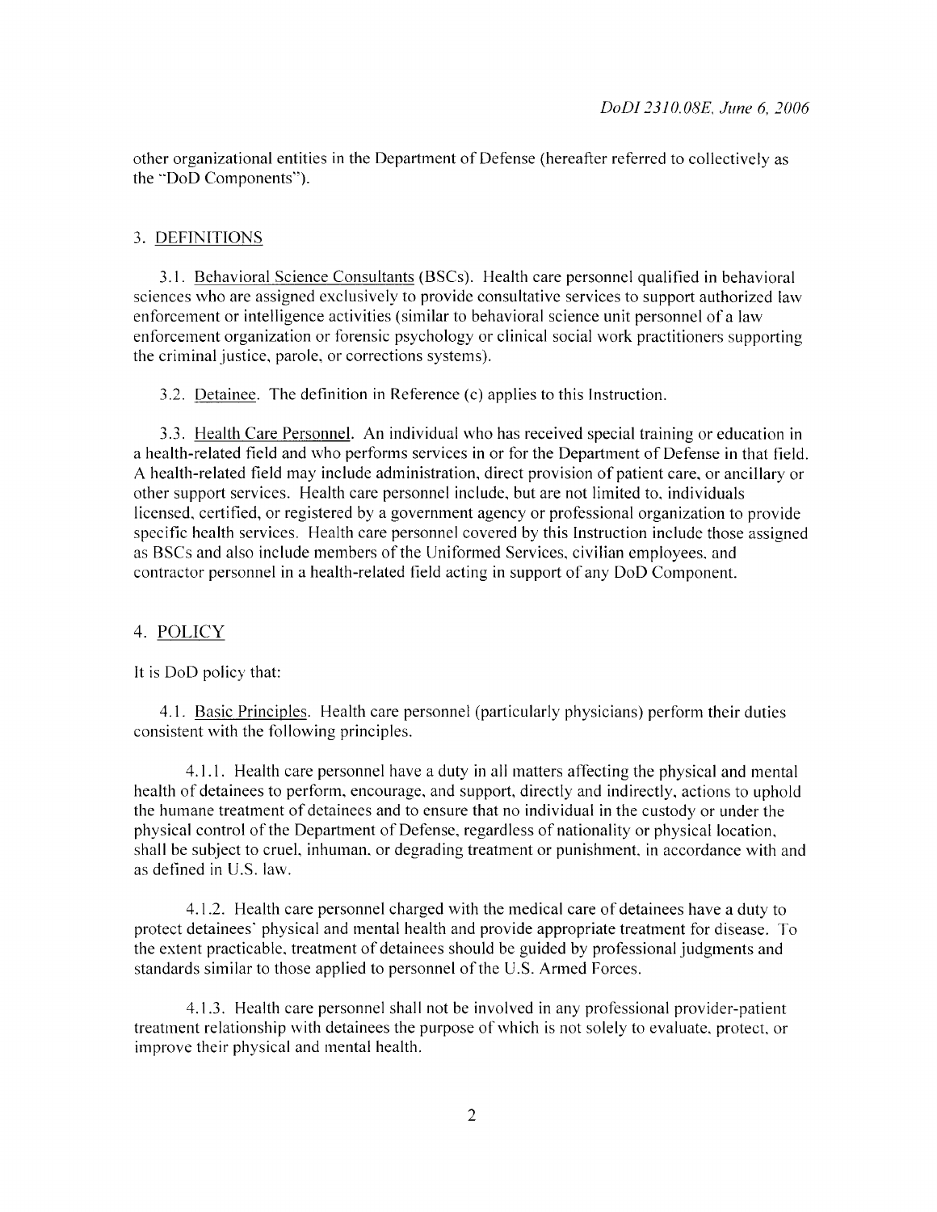other organizational entities in the Department of Defense (hereafter referred to collectively as the "DoD Components").

## 3. DEFINITIONS

3.1. Behavioral Science Consultants (BSCs). Health care personnel qualified in behavioral sciences who are assigned exclusively to provide consultative services to support authorized law enforcement or intelligence activities (similar to behavioral science unit personnel of a law enforcement organization or forensic psychology or clinical social work practitioners supporting the criminal justice, parole, or corrections systems).

3.2. Detainee. The definition in Reference (c) applies to this Instruction.

3.3. Health Care Personnel. An individual who has received special training or education in a health-related field and who performs services in or for the Department of Defense in that field. A health-related field may include administration, direct provision of patient care, or ancillary or other support services. Health care personnel include, but are not limited to, individuals licensed, certified, or registered by a government agency or professional organization to provide specific health services. Health care personnel covered by this Instruction include those assigned as BSCs and also include members of the Uniformed Services, civilian employees, and contractor personnel in a health-related field acting in support of any DoD Component.

## 4. POLICY

It is DoD policy that:

4.1. Basic Principles. Health care personnel (particularly physicians) perform their duties consistent with the following principles.

4.1.1. Health care personnel have a duty in all matters affecting the physical and mental health of detainees to perform, encourage, and support, directly and indirectly, actions to uphold the humane treatment of detainees and to ensure that no individual in the custody or under the physical control of the Department of Defense, regardless of nationality or physical location, shall be subject to cruel, inhuman, or degrading treatment or punishment, in accordance with and as defined in U.S. law.

4.1.2. Health care personnel charged with the medical care of detainees have a duty to protect detainees' physical and mental health and provide appropriate treatment for disease. To the extent practicable, treatment of detainees should be guided by professional judgments and standards similar to those applied to personnel of the U.S. Armed Forces.

4.1.3. Health care personnel shall not be involved in any professional provider-patient treatment relationship with detainees the purpose of which is not solely to evaluate, protect, or improve their physical and mental health.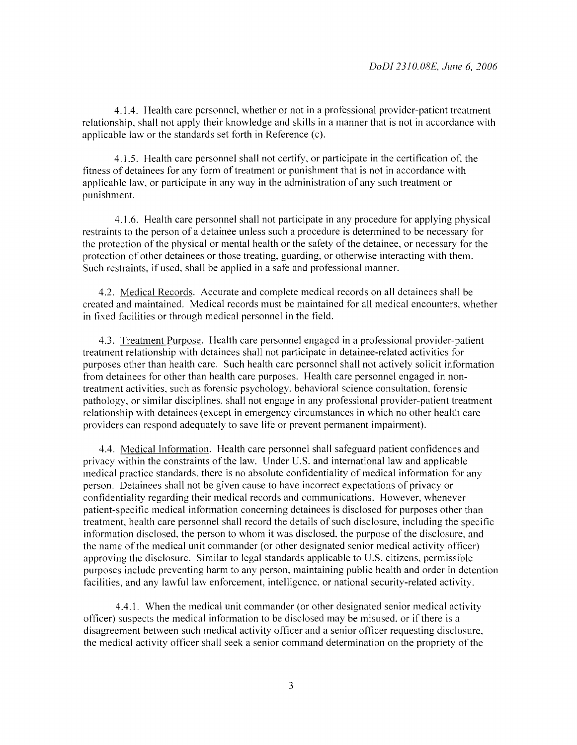4.1.4. Health care personnel, whether or not in a professional provider-patient treatment relationship, shall not apply their knowledge and skills in a manner that is not in accordance with applicable law or the standards set forth in Reference (c).

4.1.5. Health care personnel shall not certify, or participate in the certification of, the fitness of detainees for any form of treatment or punishment that is not in accordance with applicable law, or participate in any way in the administration of any such treatment or punishment.

4.1.6. Health care personnel shall not participate in any procedure for applying physical restraints to the person of a detainee unless such a procedure is determined to be necessary for the protection of the physical or mental health or the safety of the detainee, or necessary for the protection of other detainees or those treating, guarding, or otherwise interacting with them. Such restraints, if used, shall be applied in a safe and professional manner.

4.2. <u>Medical Records</u>. Accurate and complete medical records on all detainees shall be created and maintained. Medical records must be maintained for all medical encounters, whether in fixed facilities or through medical personnel in the field.

4.3. <u>Treatment Purpose</u>. Health care personnel engaged in a professional provider-patient treatment relationship with detainees shall not participate in detainee-related activities for purposes other than health care. Such health care personnel shall not actively solicit information from detainees for other than health care purposes. Health care personnel engaged in non-treatment activities, such as forensic psychology, behavioral science consultation, forensic pathology, or similar disciplines, shall not engage in any professional provider-patient treatment relationship with detainees (except in emergency circumstances in which no other health care providers can respond adequately to save life or prevent permanent impairment).

4.4. <u>Medical Information</u>. Health care personnel shall safeguard patient confidences and privacy within the constraints of the law. Under U.S. and international law and applicable medical practice standards, there is no absolute confidentiality of medical information for any person. Detainees shall not be given cause to have incorrect expectations of privacy or confidentiality regarding their medical records and communications. However, whenever patient-specific medical information concerning detainees is disclosed for purposes other than treatment, health care personnel shall record the details of such disclosure, including the specific information disclosed, the person to whom it was disclosed, the purpose of the disclosure, and the name of the medical unit commander (or other designated senior medical activity officer) approving the disclosure. Similar to legal standards applicable to U.S. citizens, permissible purposes include preventing harm to any person, maintaining public health and order in detention facilities, and any lawful law enforcement, intelligence, or national security-related activity.

4.4.1. When the medical unit commander (or other designated senior medical activity officer) suspects the medical information to be disclosed may be misused, or if there is a disagreement between such medical activity officer and a senior officer requesting disclosure, the medical activity officer shall seek a senior command determination on the propriety of the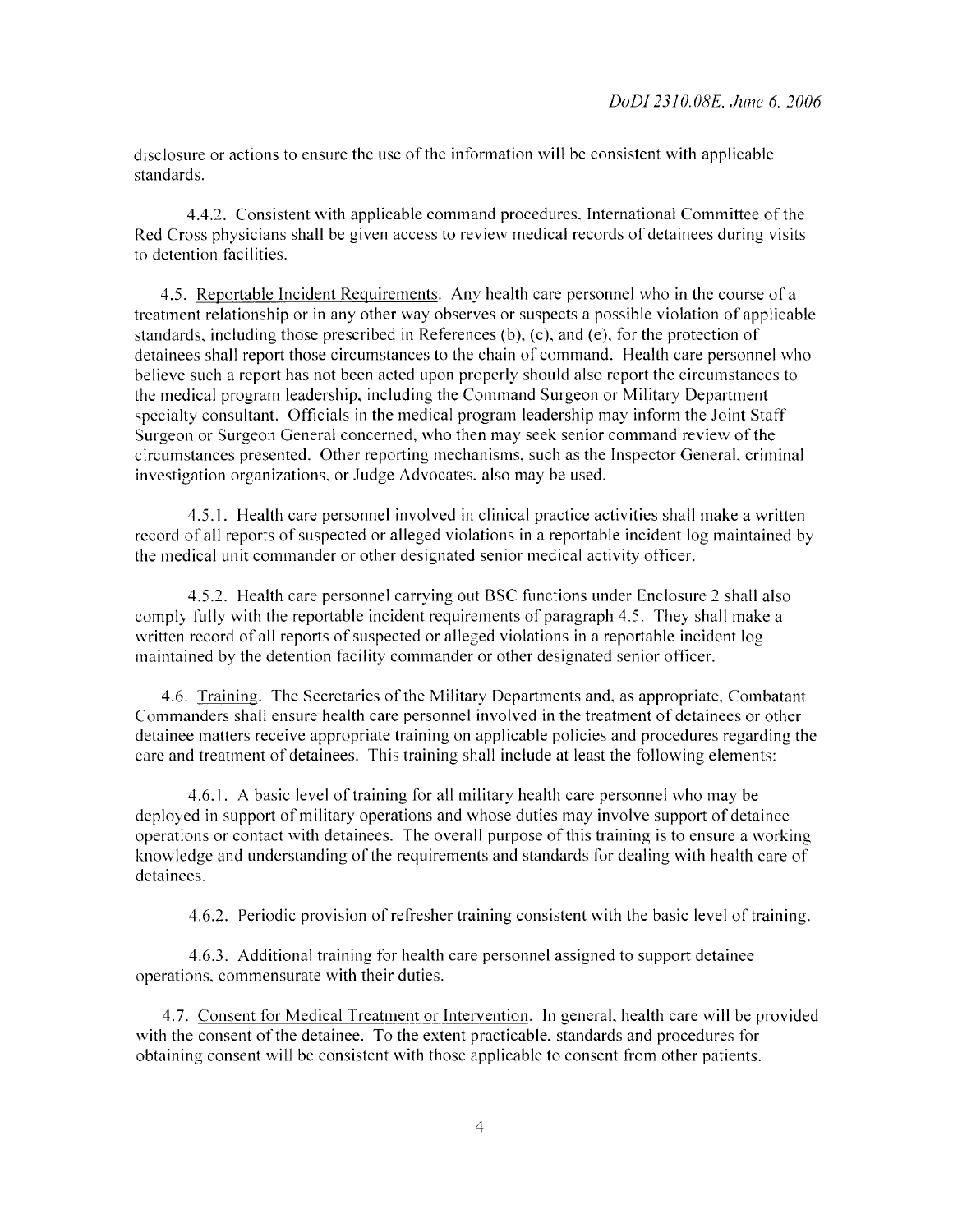disclosure or actions to ensure the use of the information will be consistent with applicable standards.

4.4.2. Consistent with applicable command procedures, International Committee of the Red Cross physicians shall be given access to review medical records of detainees during visits to detention facilities.

4.5. Reportable Incident Requirements. Any health care personnel who in the course of a treatment relationship or in any other way observes or suspects a possible violation of applicable standards, including those prescribed in References (b), (c), and (e), for the protection of detainees shall report those circumstances to the chain of command. Health care personnel who believe such a report has not been acted upon properly should also report the circumstances to the medical program leadership, including the Command Surgeon or Military Department specialty consultant. Officials in the medical program leadership may inform the Joint Staff Surgeon or Surgeon General concerned, who then may seek senior command review of the circumstances presented. Other reporting mechanisms, such as the Inspector General, criminal investigation organizations, or Judge Advocates, also may be used.

4.5.1. Health care personnel involved in clinical practice activities shall make a written record of all reports of suspected or alleged violations in a reportable incident log maintained by the medical unit commander or other designated senior medical activity officer.

4.5.2. Health care personnel carrying out BSC functions under Enclosure 2 shall also comply fully with the reportable incident requirements of paragraph 4.5. They shall make a written record of all reports of suspected or alleged violations in a reportable incident log maintained by the detention facility commander or other designated senior officer.

4.6. Training. The Secretaries of the Military Departments and, as appropriate, Combatant Commanders shall ensure health care personnel involved in the treatment of detainees or other detainee matters receive appropriate training on applicable policies and procedures regarding the care and treatment of detainees. This training shall include at least the following elements:

4.6.1. A basic level of training for all military health care personnel who may be deployed in support of military operations and whose duties may involve support of detainee operations or contact with detainees. The overall purpose of this training is to ensure a working knowledge and understanding of the requirements and standards for dealing with health care of detainees.

4.6.2. Periodic provision of refresher training consistent with the basic level of training.

4.6.3. Additional training for health care personnel assigned to support detainee operations, commensurate with their duties.

4.7. Consent for Medical Treatment or Intervention. In general, health care will be provided with the consent of the detainee. To the extent practicable, standards and procedures for obtaining consent will be consistent with those applicable to consent from other patients.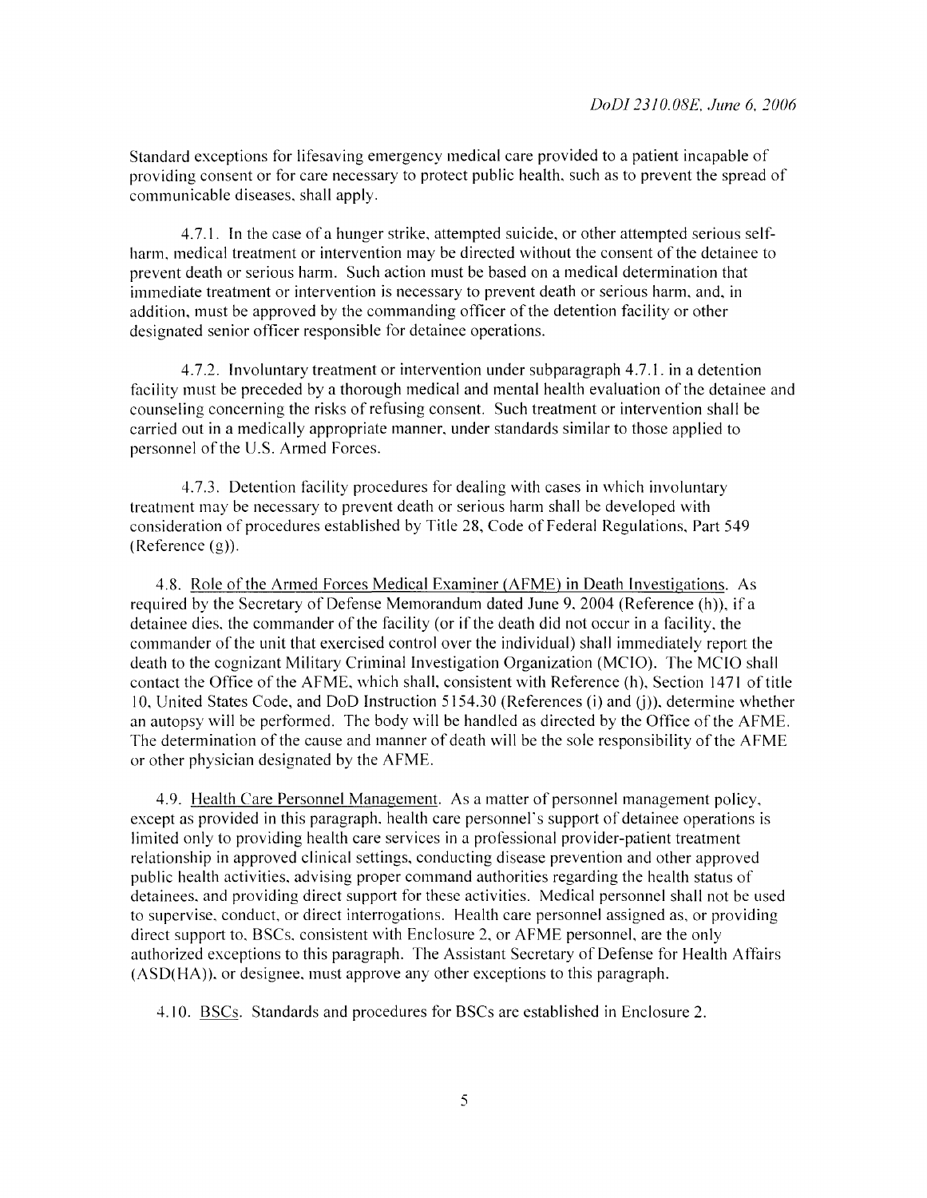Standard exceptions for lifesaving emergency medical care provided to a patient incapable of providing consent or for care necessary to protect public health, such as to prevent the spread of communicable diseases, shall apply.

4.7.1. In the case of a hunger strike, attempted suicide, or other attempted serious self-harm, medical treatment or intervention may be directed without the consent of the detainee to prevent death or serious harm. Such action must be based on a medical determination that immediate treatment or intervention is necessary to prevent death or serious harm, and, in addition, must be approved by the commanding officer of the detention facility or other designated senior officer responsible for detainee operations.

4.7.2. Involuntary treatment or intervention under subparagraph 4.7.1. in a detention facility must be preceded by a thorough medical and mental health evaluation of the detainee and counseling concerning the risks of refusing consent. Such treatment or intervention shall be carried out in a medically appropriate manner, under standards similar to those applied to personnel of the U.S. Armed Forces.

4.7.3. Detention facility procedures for dealing with cases in which involuntary treatment may be necessary to prevent death or serious harm shall be developed with consideration of procedures established by Title 28, Code of Federal Regulations, Part 549 (Reference (g)).

4.8. Role of the Armed Forces Medical Examiner (AFME) in Death Investigations. As required by the Secretary of Defense Memorandum dated June 9, 2004 (Reference (h)), if a detainee dies, the commander of the facility (or if the death did not occur in a facility, the commander of the unit that exercised control over the individual) shall immediately report the death to the cognizant Military Criminal Investigation Organization (MCIO). The MCIO shall contact the Office of the AFME, which shall, consistent with Reference (h), Section 1471 of title 10, United States Code, and DoD Instruction 5154.30 (References (i) and (j)), determine whether an autopsy will be performed. The body will be handled as directed by the Office of the AFME. The determination of the cause and manner of death will be the sole responsibility of the AFME or other physician designated by the AFME.

4.9. Health Care Personnel Management. As a matter of personnel management policy, except as provided in this paragraph, health care personnel's support of detainee operations is limited only to providing health care services in a professional provider-patient treatment relationship in approved clinical settings, conducting disease prevention and other approved public health activities, advising proper command authorities regarding the health status of detainees, and providing direct support for these activities. Medical personnel shall not be used to supervise, conduct, or direct interrogations. Health care personnel assigned as, or providing direct support to, BSCs, consistent with Enclosure 2, or AFME personnel, are the only authorized exceptions to this paragraph. The Assistant Secretary of Defense for Health Affairs (ASD(HA)), or designee, must approve any other exceptions to this paragraph.

4.10. BSCs. Standards and procedures for BSCs are established in Enclosure 2.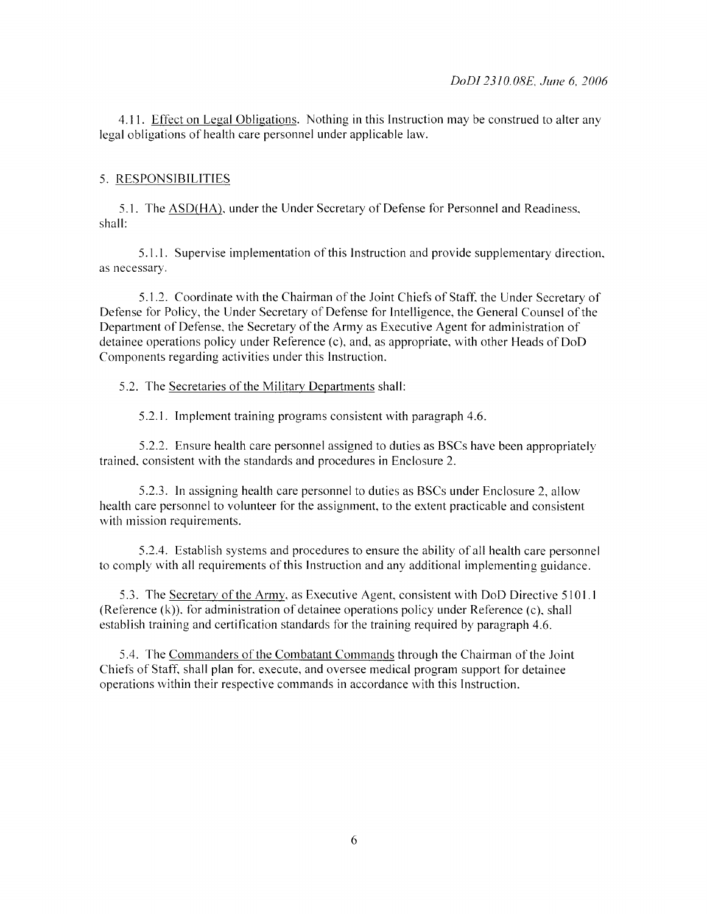4.11. Effect on Legal Obligations. Nothing in this Instruction may be construed to alter any legal obligations of health care personnel under applicable law.

## 5. RESPONSIBILITIES

5.1. The ASD(HA), under the Under Secretary of Defense for Personnel and Readiness, shall:

5.1.1. Supervise implementation of this Instruction and provide supplementary direction, as necessary.

5.1.2. Coordinate with the Chairman of the Joint Chiefs of Staff, the Under Secretary of Defense for Policy, the Under Secretary of Defense for Intelligence, the General Counsel of the Department of Defense, the Secretary of the Army as Executive Agent for administration of detainee operations policy under Reference (c), and, as appropriate, with other Heads of DoD Components regarding activities under this Instruction.

5.2. The Secretaries of the Military Departments shall:

5.2.1. Implement training programs consistent with paragraph 4.6.

5.2.2. Ensure health care personnel assigned to duties as BSCs have been appropriately trained, consistent with the standards and procedures in Enclosure 2.

5.2.3. In assigning health care personnel to duties as BSCs under Enclosure 2, allow health care personnel to volunteer for the assignment, to the extent practicable and consistent with mission requirements.

5.2.4. Establish systems and procedures to ensure the ability of all health care personnel to comply with all requirements of this Instruction and any additional implementing guidance.

5.3. The Secretary of the Army, as Executive Agent, consistent with DoD Directive 5101.1 (Reference (k)), for administration of detainee operations policy under Reference (c), shall establish training and certification standards for the training required by paragraph 4.6.

5.4. The Commanders of the Combatant Commands through the Chairman of the Joint Chiefs of Staff, shall plan for, execute, and oversee medical program support for detainee operations within their respective commands in accordance with this Instruction.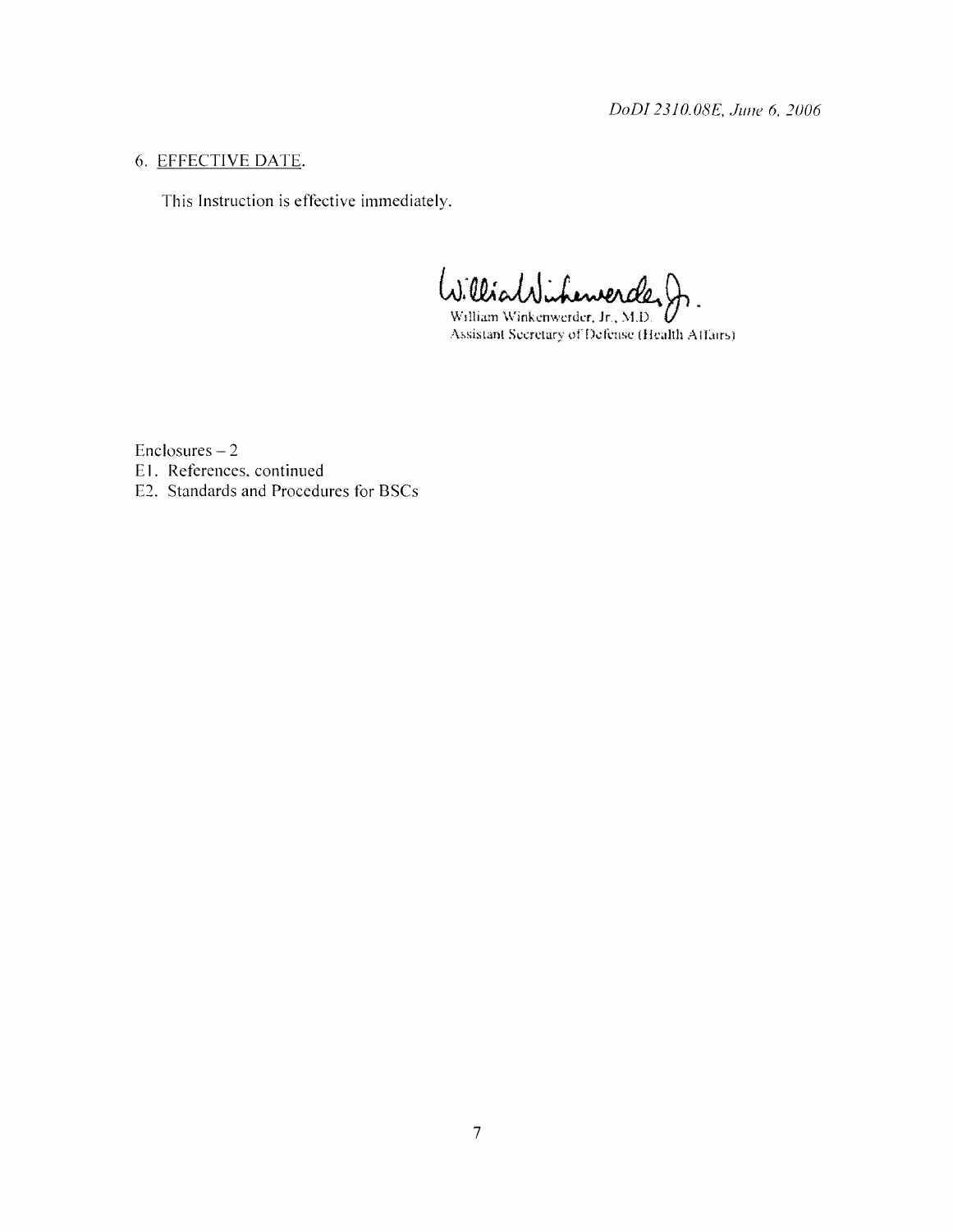6. EFFECTIVE DATE.

This Instruction is effective immediately.

William Winkenwerder, Jr., M.D.
Assistant Secretary of Defense (Health Affairs)

Enclosures – 2
E1. References, continued
E2. Standards and Procedures for BSCs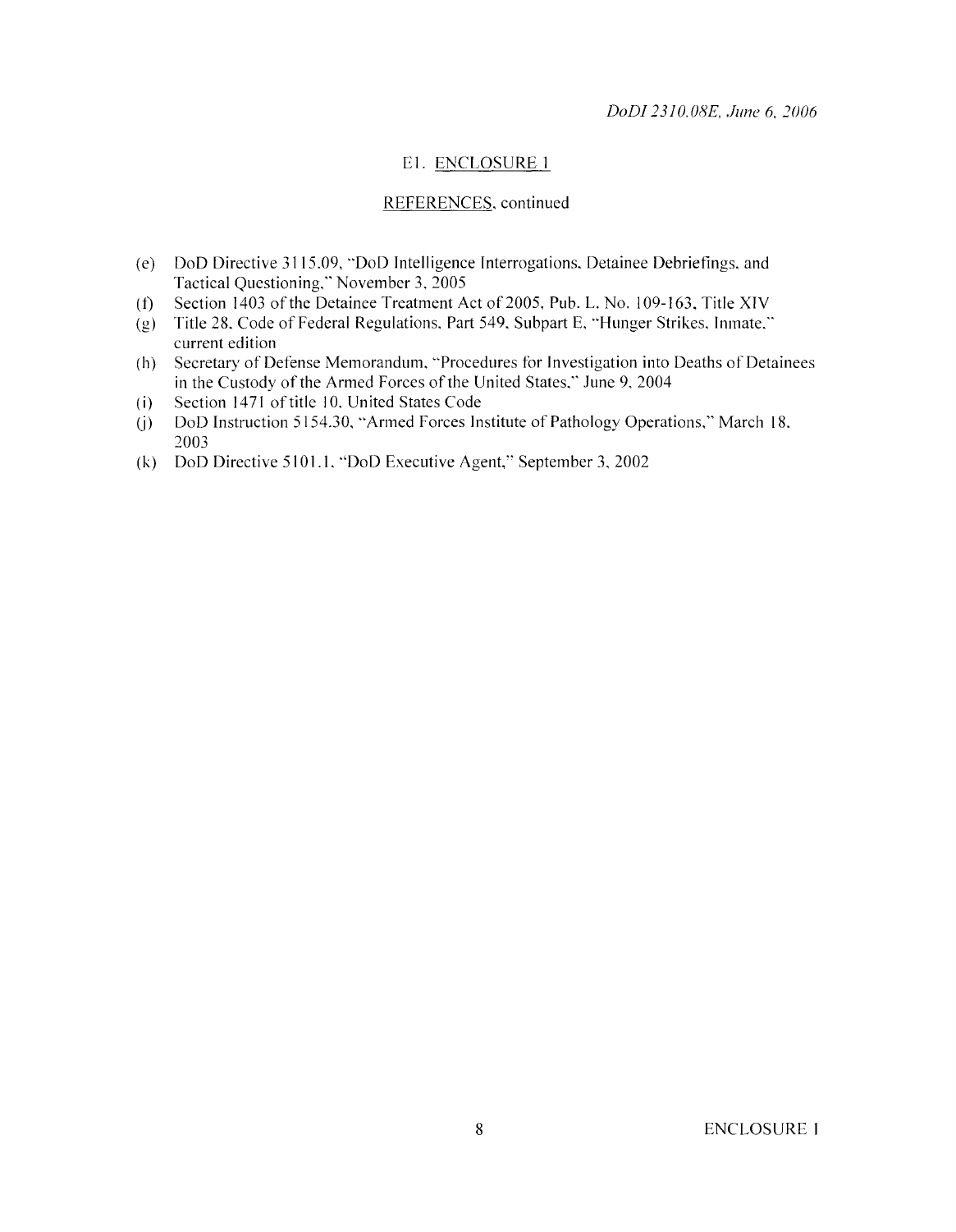E1. ENCLOSURE 1

REFERENCES, continued

(e) DoD Directive 3115.09, "DoD Intelligence Interrogations, Detainee Debriefings, and Tactical Questioning," November 3, 2005
(f) Section 1403 of the Detainee Treatment Act of 2005, Pub. L. No. 109-163, Title XIV
(g) Title 28, Code of Federal Regulations, Part 549, Subpart E, "Hunger Strikes, Inmate," current edition
(h) Secretary of Defense Memorandum, "Procedures for Investigation into Deaths of Detainees in the Custody of the Armed Forces of the United States," June 9, 2004
(i) Section 1471 of title 10, United States Code
(j) DoD Instruction 5154.30, "Armed Forces Institute of Pathology Operations," March 18, 2003
(k) DoD Directive 5101.1, "DoD Executive Agent," September 3, 2002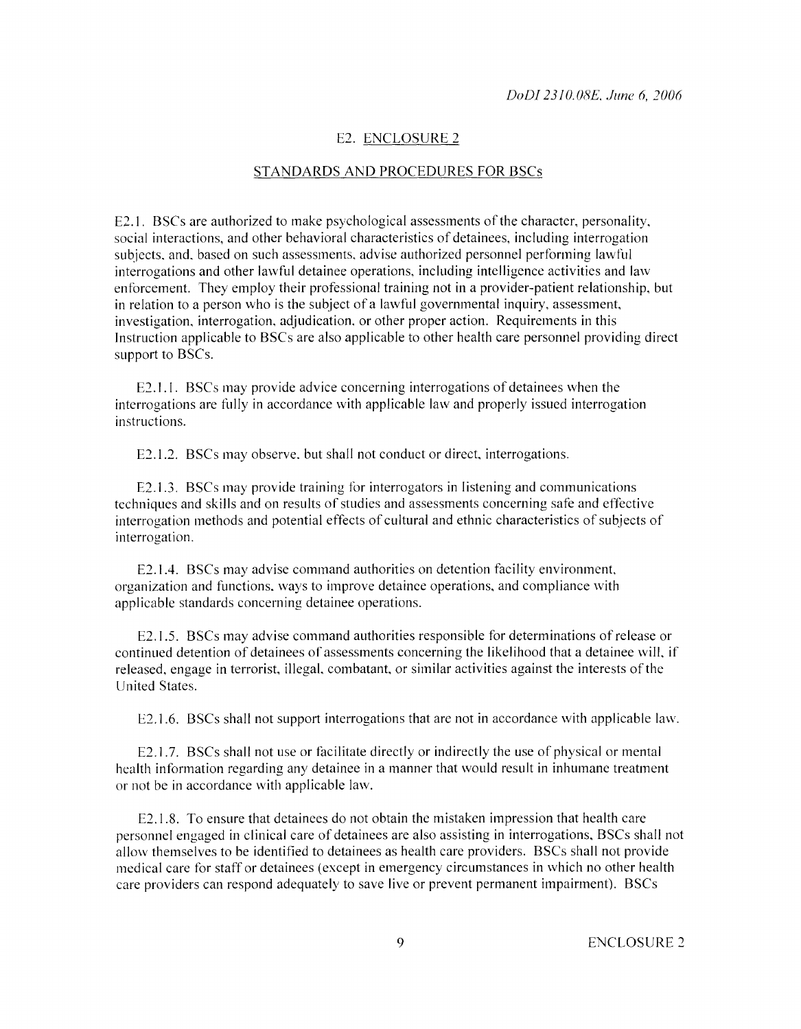## E2. ENCLOSURE 2

### STANDARDS AND PROCEDURES FOR BSCs

E2.1. BSCs are authorized to make psychological assessments of the character, personality, social interactions, and other behavioral characteristics of detainees, including interrogation subjects, and, based on such assessments, advise authorized personnel performing lawful interrogations and other lawful detainee operations, including intelligence activities and law enforcement. They employ their professional training not in a provider-patient relationship, but in relation to a person who is the subject of a lawful governmental inquiry, assessment, investigation, interrogation, adjudication, or other proper action. Requirements in this Instruction applicable to BSCs are also applicable to other health care personnel providing direct support to BSCs.

E2.1.1. BSCs may provide advice concerning interrogations of detainees when the interrogations are fully in accordance with applicable law and properly issued interrogation instructions.

E2.1.2. BSCs may observe, but shall not conduct or direct, interrogations.

E2.1.3. BSCs may provide training for interrogators in listening and communications techniques and skills and on results of studies and assessments concerning safe and effective interrogation methods and potential effects of cultural and ethnic characteristics of subjects of interrogation.

E2.1.4. BSCs may advise command authorities on detention facility environment, organization and functions, ways to improve detainee operations, and compliance with applicable standards concerning detainee operations.

E2.1.5. BSCs may advise command authorities responsible for determinations of release or continued detention of detainees of assessments concerning the likelihood that a detainee will, if released, engage in terrorist, illegal, combatant, or similar activities against the interests of the United States.

E2.1.6. BSCs shall not support interrogations that are not in accordance with applicable law.

E2.1.7. BSCs shall not use or facilitate directly or indirectly the use of physical or mental health information regarding any detainee in a manner that would result in inhumane treatment or not be in accordance with applicable law.

E2.1.8. To ensure that detainees do not obtain the mistaken impression that health care personnel engaged in clinical care of detainees are also assisting in interrogations, BSCs shall not allow themselves to be identified to detainees as health care providers. BSCs shall not provide medical care for staff or detainees (except in emergency circumstances in which no other health care providers can respond adequately to save live or prevent permanent impairment). BSCs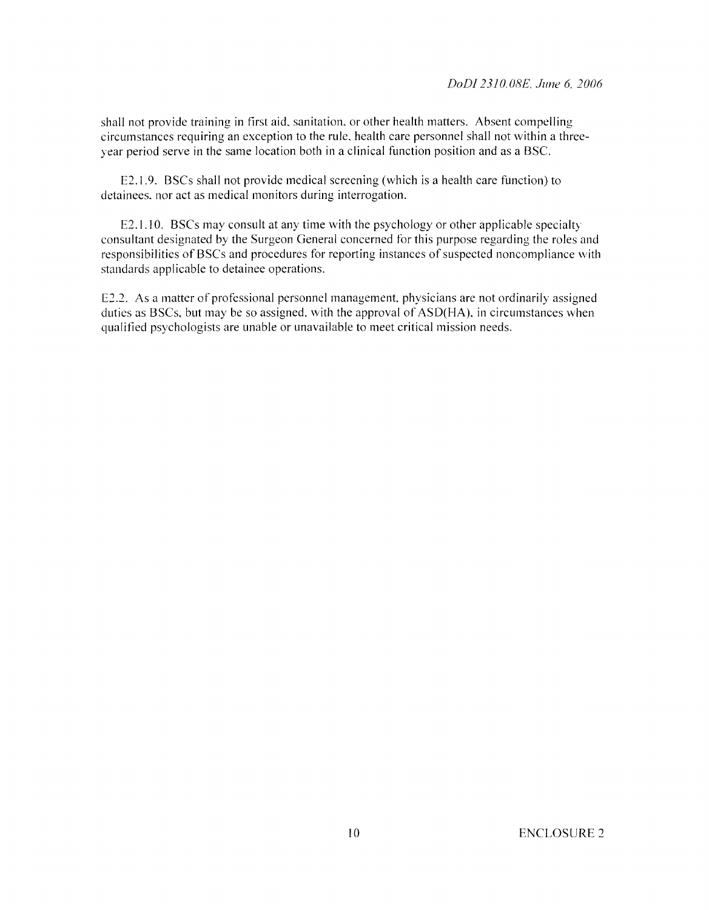shall not provide training in first aid, sanitation, or other health matters. Absent compelling circumstances requiring an exception to the rule, health care personnel shall not within a three-year period serve in the same location both in a clinical function position and as a BSC.

E2.1.9. BSCs shall not provide medical screening (which is a health care function) to detainees, nor act as medical monitors during interrogation.

E2.1.10. BSCs may consult at any time with the psychology or other applicable specialty consultant designated by the Surgeon General concerned for this purpose regarding the roles and responsibilities of BSCs and procedures for reporting instances of suspected noncompliance with standards applicable to detainee operations.

E2.2. As a matter of professional personnel management, physicians are not ordinarily assigned duties as BSCs, but may be so assigned, with the approval of ASD(HA), in circumstances when qualified psychologists are unable or unavailable to meet critical mission needs.